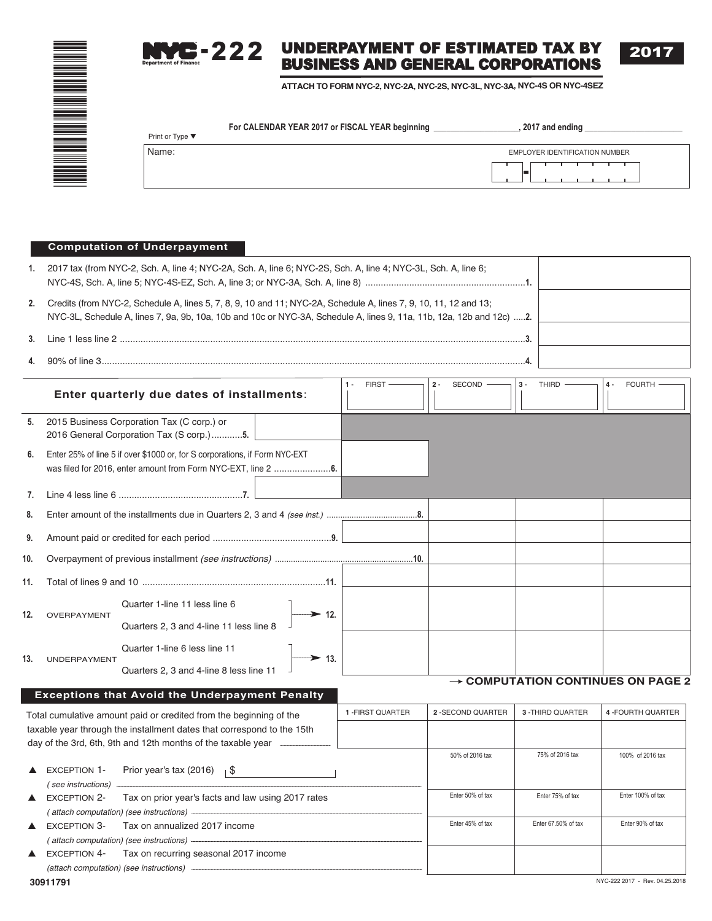# NYC-222 UNDERPAYMENT OF ESTIMATED TAX BY BUSINESS AND GENERAL CORPORATIONS 2017

Department of Finance

**ATTACH TO FORM NYC-2, NYC-2A, NYC-2S, NYC-3L, NYC-3A, NYC-4S OR NYC-4SEZ**

For CALENDAR YEAR 2017 or FISCAL YEAR beginning ________________, 2017 and ending ________________

Print or Type ▼

Name: | EMPLOYER IDENTIFICATION NUMBER

## Computation of Underpayment

| | | |
|---|---|---|
| 1. | 2017 tax (from NYC-2, Sch. A, line 4; NYC-2A, Sch. A, line 6; NYC-2S, Sch. A, line 4; NYC-3L, Sch. A, line 6; NYC-4S, Sch. A, line 5; NYC-4S-EZ, Sch. A, line 3; or NYC-3A, Sch. A, line 8) ....... 1. | |
| 2. | Credits (from NYC-2, Schedule A, lines 5, 7, 8, 9, 10 and 11; NYC-2A, Schedule A, lines 7, 9, 10, 11, 12 and 13; NYC-3L, Schedule A, lines 7, 9a, 9b, 10a, 10b and 10c or NYC-3A, Schedule A, lines 9, 11a, 11b, 12a, 12b and 12c) ..... 2. | |
| 3. | Line 1 less line 2 ....... 3. | |
| 4. | 90% of line 3....... 4. | |

| **Enter quarterly due dates of installments:** | | 1 - FIRST | 2 - SECOND | 3 - THIRD | 4 - FOURTH |
|---|---|---|---|---|---|
| 5. 2015 Business Corporation Tax (C corp.) or 2016 General Corporation Tax (S corp.)............5. | | | | | |
| 6. Enter 25% of line 5 if over $1000 or, for S corporations, if Form NYC-EXT was filed for 2016, enter amount from Form NYC-EXT, line 2 ......6. | | | | | |
| 7. Line 4 less line 6 ......7. | | | | | |
| 8. Enter amount of the installments due in Quarters 2, 3 and 4 *(see inst.)* ......8. | | | | | |
| 9. Amount paid or credited for each period ......9. | | | | | |
| 10. Overpayment of previous installment *(see instructions)* ......10. | | | | | |
| 11. Total of lines 9 and 10 ......11. | | | | | |
| 12. OVERPAYMENT — Quarter 1-line 11 less line 6; Quarters 2, 3 and 4-line 11 less line 8 → 12. | | | | | |
| 13. UNDERPAYMENT — Quarter 1-line 6 less line 11; Quarters 2, 3 and 4-line 8 less line 11 → 13. | | | | | |

**→ COMPUTATION CONTINUES ON PAGE 2**

## Exceptions that Avoid the Underpayment Penalty

| | 1 -FIRST QUARTER | 2 -SECOND QUARTER | 3 -THIRD QUARTER | 4 -FOURTH QUARTER |
|---|---|---|---|---|
| Total cumulative amount paid or credited from the beginning of the taxable year through the installment dates that correspond to the 15th day of the 3rd, 6th, 9th and 12th months of the taxable year | | | | |
| ▲ EXCEPTION 1- Prior year's tax (2016) $ ________ *( see instructions)* | | 50% of 2016 tax | 75% of 2016 tax | 100% of 2016 tax |
| ▲ EXCEPTION 2- Tax on prior year's facts and law using 2017 rates *( attach computation) (see instructions)* | | Enter 50% of tax | Enter 75% of tax | Enter 100% of tax |
| ▲ EXCEPTION 3- Tax on annualized 2017 income *( attach computation) (see instructions)* | | Enter 45% of tax | Enter 67.50% of tax | Enter 90% of tax |
| ▲ EXCEPTION 4- Tax on recurring seasonal 2017 income *(attach computation) (see instructions)* | | | | |

30911791

NYC-222 2017 - Rev. 04.25.2018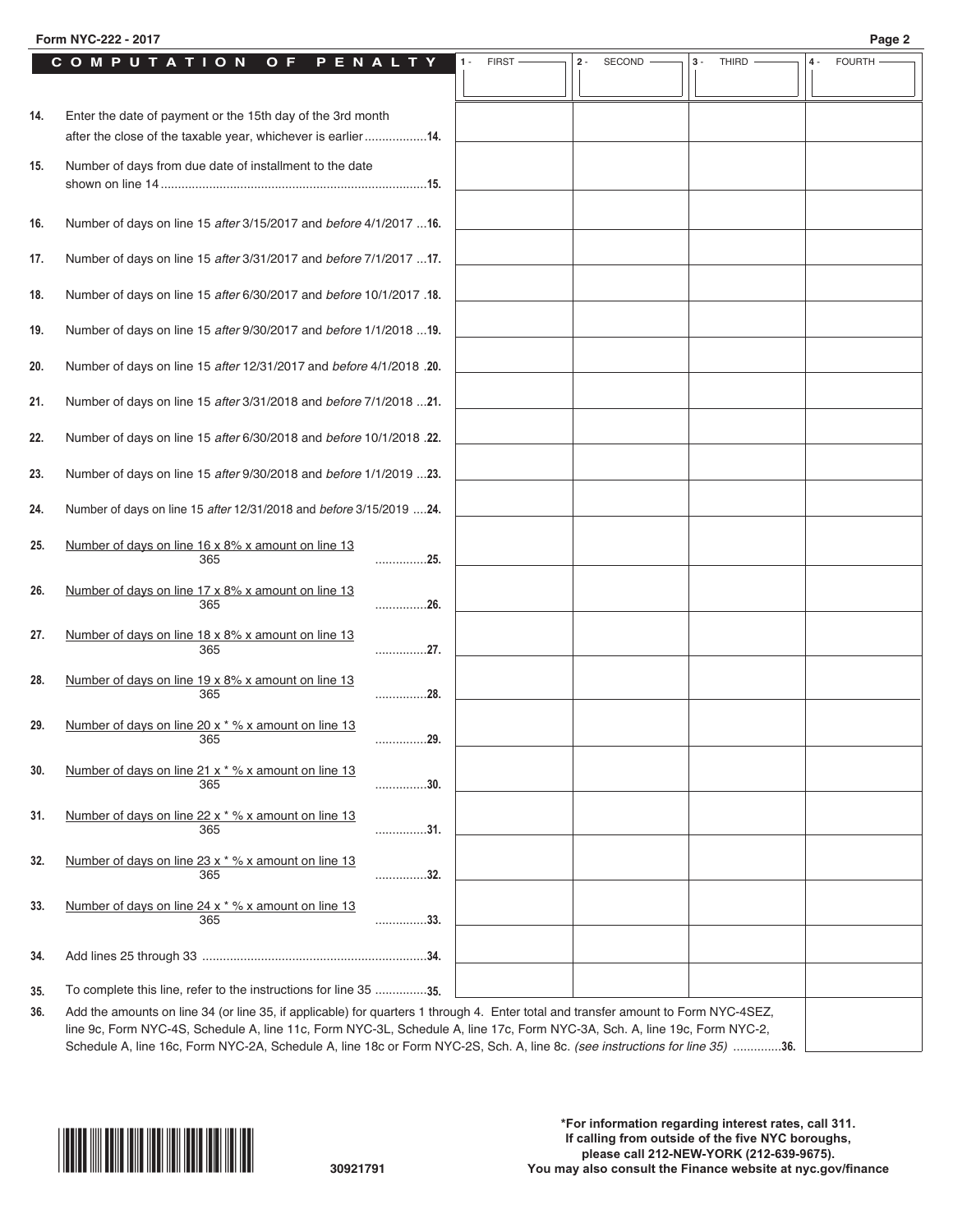## COMPUTATION OF PENALTY

| | | 1 - FIRST | 2 - SECOND | 3 - THIRD | 4 - FOURTH |
|---|---|---|---|---|---|
| 14. | Enter the date of payment or the 15th day of the 3rd month after the close of the taxable year, whichever is earlier ..................14. | | | | |
| 15. | Number of days from due date of installment to the date shown on line 14 ............................................................................15. | | | | |
| 16. | Number of days on line 15 *after* 3/15/2017 and *before* 4/1/2017 ...16. | | | | |
| 17. | Number of days on line 15 *after* 3/31/2017 and *before* 7/1/2017 ...17. | | | | |
| 18. | Number of days on line 15 *after* 6/30/2017 and *before* 10/1/2017 .18. | | | | |
| 19. | Number of days on line 15 *after* 9/30/2017 and *before* 1/1/2018 ...19. | | | | |
| 20. | Number of days on line 15 *after* 12/31/2017 and *before* 4/1/2018 .20. | | | | |
| 21. | Number of days on line 15 *after* 3/31/2018 and *before* 7/1/2018 ...21. | | | | |
| 22. | Number of days on line 15 *after* 6/30/2018 and *before* 10/1/2018 .22. | | | | |
| 23. | Number of days on line 15 *after* 9/30/2018 and *before* 1/1/2019 ...23. | | | | |
| 24. | Number of days on line 15 *after* 12/31/2018 and *before* 3/15/2019 ....24. | | | | |
| 25. | $\frac{\text{Number of days on line 16} \times 8\% \times \text{amount on line 13}}{365}$ ...............25. | | | | |
| 26. | $\frac{\text{Number of days on line 17} \times 8\% \times \text{amount on line 13}}{365}$ ...............26. | | | | |
| 27. | $\frac{\text{Number of days on line 18} \times 8\% \times \text{amount on line 13}}{365}$ ...............27. | | | | |
| 28. | $\frac{\text{Number of days on line 19} \times 8\% \times \text{amount on line 13}}{365}$ ...............28. | | | | |
| 29. | $\frac{\text{Number of days on line 20} \times {}^{*}\% \times \text{amount on line 13}}{365}$ ...............29. | | | | |
| 30. | $\frac{\text{Number of days on line 21} \times {}^{*}\% \times \text{amount on line 13}}{365}$ ...............30. | | | | |
| 31. | $\frac{\text{Number of days on line 22} \times {}^{*}\% \times \text{amount on line 13}}{365}$ ...............31. | | | | |
| 32. | $\frac{\text{Number of days on line 23} \times {}^{*}\% \times \text{amount on line 13}}{365}$ ...............32. | | | | |
| 33. | $\frac{\text{Number of days on line 24} \times {}^{*}\% \times \text{amount on line 13}}{365}$ ...............33. | | | | |
| 34. | Add lines 25 through 33 ................................................................34. | | | | |
| 35. | To complete this line, refer to the instructions for line 35 ...............35. | | | | |

| | | |
|---|---|---|
| 36. | Add the amounts on line 34 (or line 35, if applicable) for quarters 1 through 4. Enter total and transfer amount to Form NYC-4SEZ, line 9c, Form NYC-4S, Schedule A, line 11c, Form NYC-3L, Schedule A, line 17c, Form NYC-3A, Sch. A, line 19c, Form NYC-2, Schedule A, line 16c, Form NYC-2A, Schedule A, line 18c or Form NYC-2S, Sch. A, line 8c. *(see instructions for line 35)* .............36. | |

30921791

**\*For information regarding interest rates, call 311. If calling from outside of the five NYC boroughs, please call 212-NEW-YORK (212-639-9675). You may also consult the Finance website at nyc.gov/finance**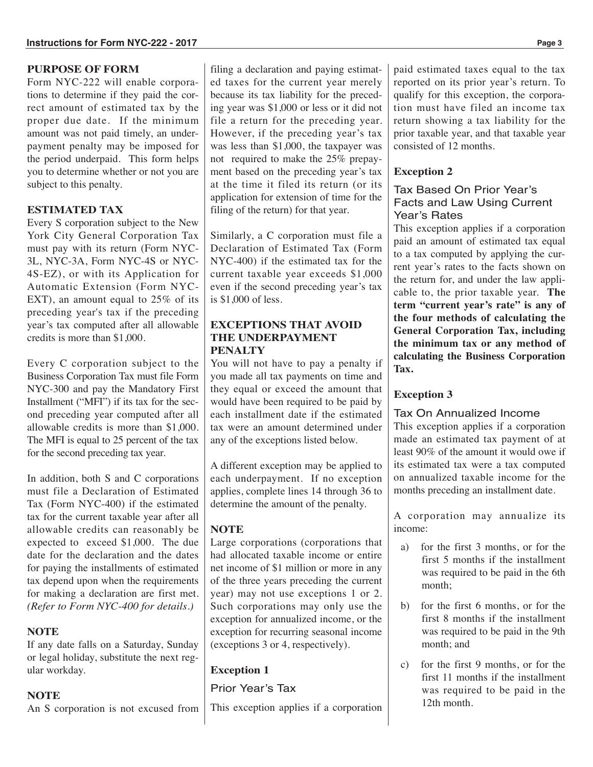## PURPOSE OF FORM

Form NYC-222 will enable corporations to determine if they paid the correct amount of estimated tax by the proper due date. If the minimum amount was not paid timely, an underpayment penalty may be imposed for the period underpaid. This form helps you to determine whether or not you are subject to this penalty.

## ESTIMATED TAX

Every S corporation subject to the New York City General Corporation Tax must pay with its return (Form NYC-3L, NYC-3A, Form NYC-4S or NYC-4S-EZ), or with its Application for Automatic Extension (Form NYC-EXT), an amount equal to 25% of its preceding year's tax if the preceding year's tax computed after all allowable credits is more than $1,000.

Every C corporation subject to the Business Corporation Tax must file Form NYC-300 and pay the Mandatory First Installment ("MFI") if its tax for the second preceding year computed after all allowable credits is more than $1,000. The MFI is equal to 25 percent of the tax for the second preceding tax year.

In addition, both S and C corporations must file a Declaration of Estimated Tax (Form NYC-400) if the estimated tax for the current taxable year after all allowable credits can reasonably be expected to exceed $1,000. The due date for the declaration and the dates for paying the installments of estimated tax depend upon when the requirements for making a declaration are first met. *(Refer to Form NYC-400 for details.)*

### NOTE

If any date falls on a Saturday, Sunday or legal holiday, substitute the next regular workday.

### NOTE

An S corporation is not excused from filing a declaration and paying estimated taxes for the current year merely because its tax liability for the preceding year was $1,000 or less or it did not file a return for the preceding year. However, if the preceding year's tax was less than $1,000, the taxpayer was not required to make the 25% prepayment based on the preceding year's tax at the time it filed its return (or its application for extension of time for the filing of the return) for that year.

Similarly, a C corporation must file a Declaration of Estimated Tax (Form NYC-400) if the estimated tax for the current taxable year exceeds $1,000 even if the second preceding year's tax is $1,000 of less.

## EXCEPTIONS THAT AVOID THE UNDERPAYMENT PENALTY

You will not have to pay a penalty if you made all tax payments on time and they equal or exceed the amount that would have been required to be paid by each installment date if the estimated tax were an amount determined under any of the exceptions listed below.

A different exception may be applied to each underpayment. If no exception applies, complete lines 14 through 36 to determine the amount of the penalty.

### NOTE

Large corporations (corporations that had allocated taxable income or entire net income of $1 million or more in any of the three years preceding the current year) may not use exceptions 1 or 2. Such corporations may only use the exception for annualized income, or the exception for recurring seasonal income (exceptions 3 or 4, respectively).

### Exception 1

#### Prior Year's Tax

This exception applies if a corporation paid estimated taxes equal to the tax reported on its prior year's return. To qualify for this exception, the corporation must have filed an income tax return showing a tax liability for the prior taxable year, and that taxable year consisted of 12 months.

### Exception 2

#### Tax Based On Prior Year's Facts and Law Using Current Year's Rates

This exception applies if a corporation paid an amount of estimated tax equal to a tax computed by applying the current year's rates to the facts shown on the return for, and under the law applicable to, the prior taxable year. **The term "current year's rate" is any of the four methods of calculating the General Corporation Tax, including the minimum tax or any method of calculating the Business Corporation Tax.**

### Exception 3

#### Tax On Annualized Income

This exception applies if a corporation made an estimated tax payment of at least 90% of the amount it would owe if its estimated tax were a tax computed on annualized taxable income for the months preceding an installment date.

A corporation may annualize its income:

a) for the first 3 months, or for the first 5 months if the installment was required to be paid in the 6th month;

b) for the first 6 months, or for the first 8 months if the installment was required to be paid in the 9th month; and

c) for the first 9 months, or for the first 11 months if the installment was required to be paid in the 12th month.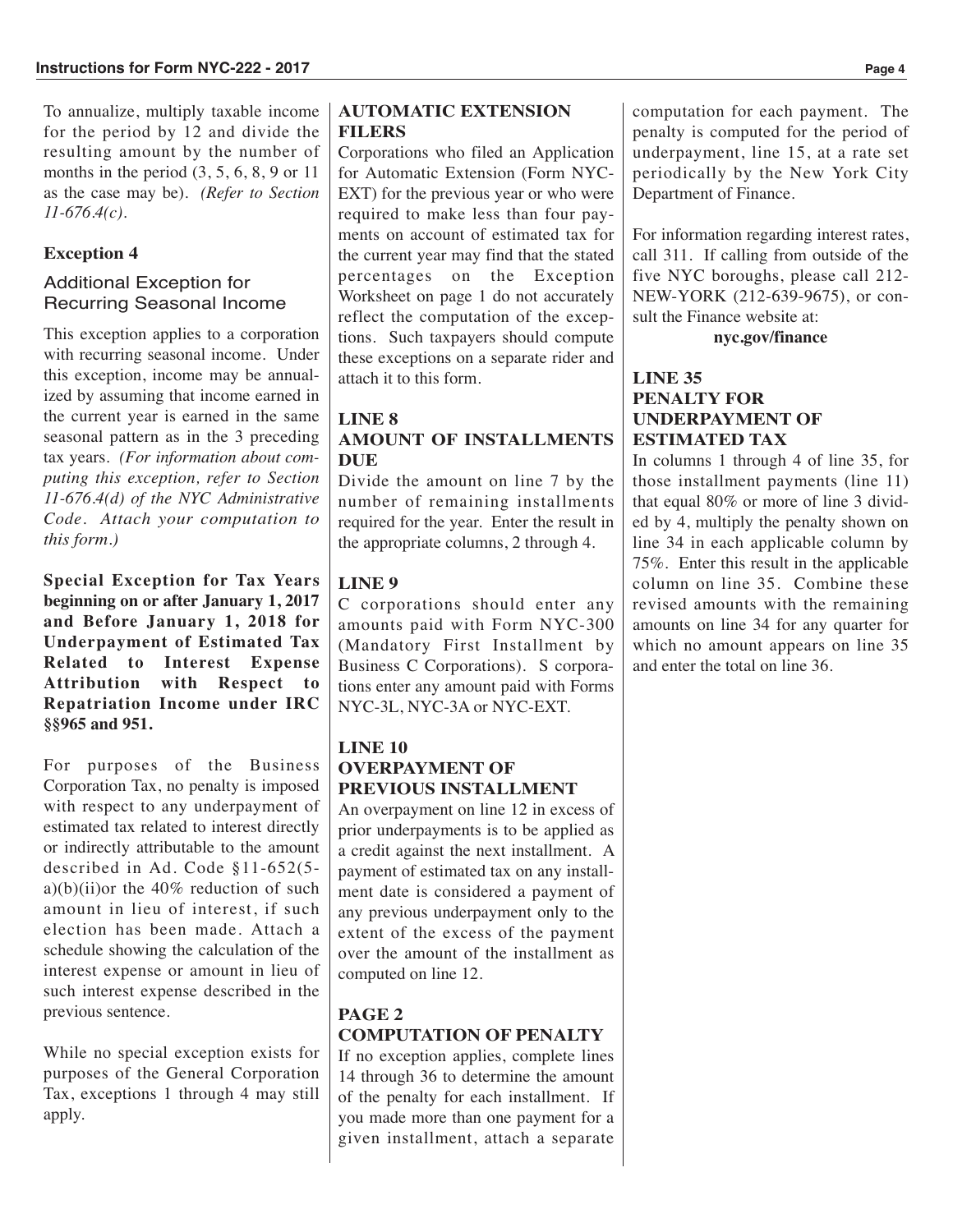To annualize, multiply taxable income for the period by 12 and divide the resulting amount by the number of months in the period (3, 5, 6, 8, 9 or 11 as the case may be). *(Refer to Section 11-676.4(c).*

**Exception 4**

### Additional Exception for Recurring Seasonal Income

This exception applies to a corporation with recurring seasonal income. Under this exception, income may be annualized by assuming that income earned in the current year is earned in the same seasonal pattern as in the 3 preceding tax years. *(For information about computing this exception, refer to Section 11-676.4(d) of the NYC Administrative Code. Attach your computation to this form.)*

**Special Exception for Tax Years beginning on or after January 1, 2017 and Before January 1, 2018 for Underpayment of Estimated Tax Related to Interest Expense Attribution with Respect to Repatriation Income under IRC §§965 and 951.**

For purposes of the Business Corporation Tax, no penalty is imposed with respect to any underpayment of estimated tax related to interest directly or indirectly attributable to the amount described in Ad. Code §11-652(5-a)(b)(ii)or the 40% reduction of such amount in lieu of interest, if such election has been made. Attach a schedule showing the calculation of the interest expense or amount in lieu of such interest expense described in the previous sentence.

While no special exception exists for purposes of the General Corporation Tax, exceptions 1 through 4 may still apply.

**AUTOMATIC EXTENSION FILERS**

Corporations who filed an Application for Automatic Extension (Form NYC-EXT) for the previous year or who were required to make less than four payments on account of estimated tax for the current year may find that the stated percentages on the Exception Worksheet on page 1 do not accurately reflect the computation of the exceptions. Such taxpayers should compute these exceptions on a separate rider and attach it to this form.

**LINE 8**
**AMOUNT OF INSTALLMENTS DUE**

Divide the amount on line 7 by the number of remaining installments required for the year. Enter the result in the appropriate columns, 2 through 4.

**LINE 9**

C corporations should enter any amounts paid with Form NYC-300 (Mandatory First Installment by Business C Corporations). S corporations enter any amount paid with Forms NYC-3L, NYC-3A or NYC-EXT.

**LINE 10**
**OVERPAYMENT OF PREVIOUS INSTALLMENT**

An overpayment on line 12 in excess of prior underpayments is to be applied as a credit against the next installment. A payment of estimated tax on any installment date is considered a payment of any previous underpayment only to the extent of the excess of the payment over the amount of the installment as computed on line 12.

**PAGE 2**
**COMPUTATION OF PENALTY**

If no exception applies, complete lines 14 through 36 to determine the amount of the penalty for each installment. If you made more than one payment for a given installment, attach a separate computation for each payment. The penalty is computed for the period of underpayment, line 15, at a rate set periodically by the New York City Department of Finance.

For information regarding interest rates, call 311. If calling from outside of the five NYC boroughs, please call 212-NEW-YORK (212-639-9675), or consult the Finance website at:

**nyc.gov/finance**

**LINE 35**
**PENALTY FOR UNDERPAYMENT OF ESTIMATED TAX**

In columns 1 through 4 of line 35, for those installment payments (line 11) that equal 80% or more of line 3 divided by 4, multiply the penalty shown on line 34 in each applicable column by 75%. Enter this result in the applicable column on line 35. Combine these revised amounts with the remaining amounts on line 34 for any quarter for which no amount appears on line 35 and enter the total on line 36.